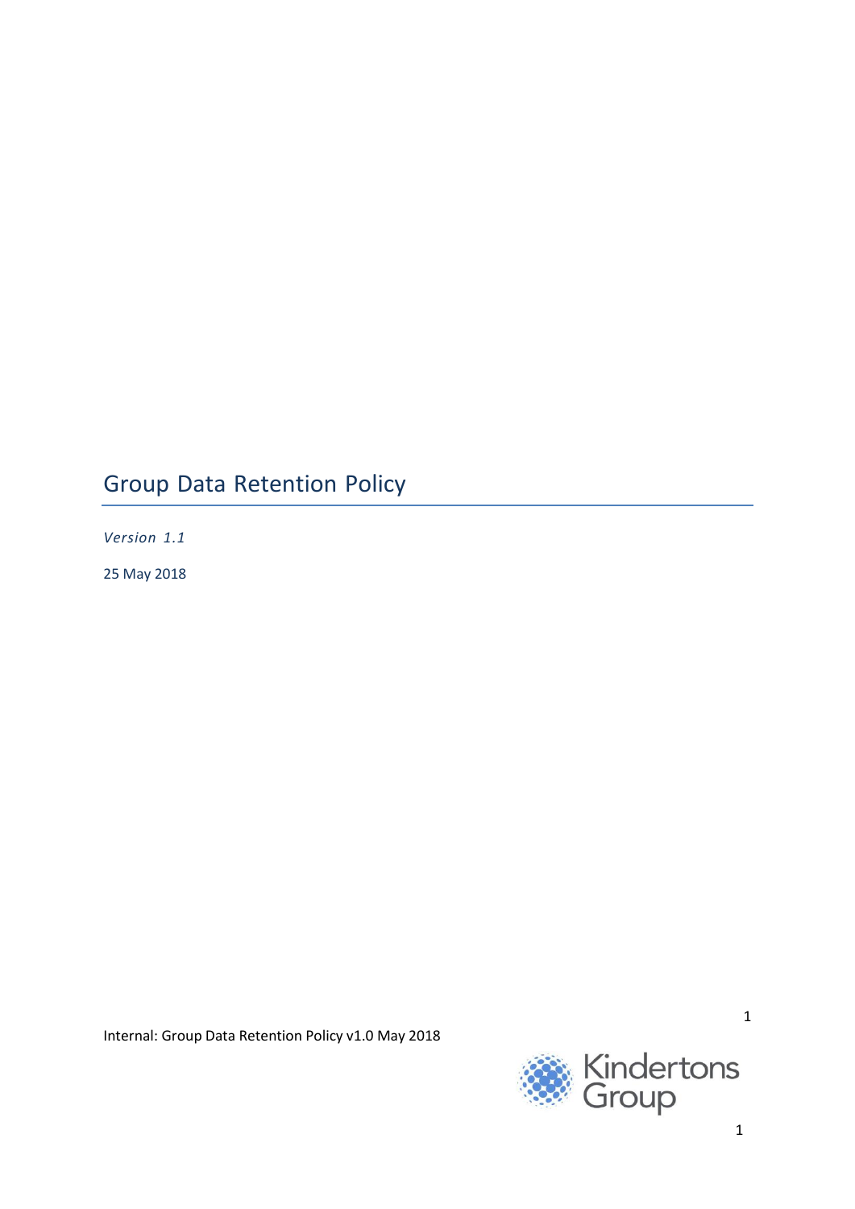# Group Data Retention Policy

*Version 1.1*

25 May 2018

Internal: Group Data Retention Policy v1.0 May 2018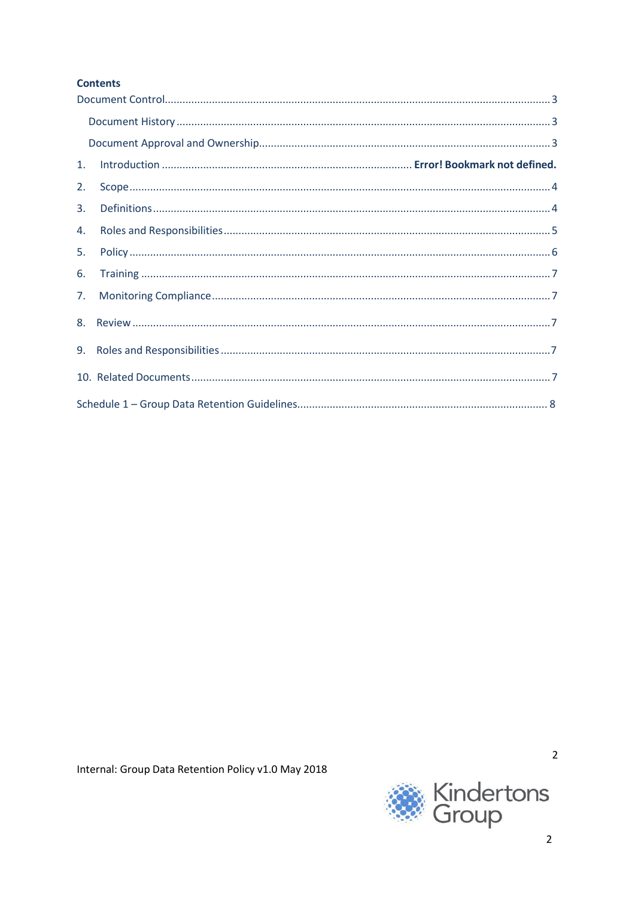**Contents**

Document Control .......... 3

Document History .......... 3

Document Approval and Ownership .......... 3

1. Introduction .......... **Error! Bookmark not defined.**
2. Scope .......... 4
3. Definitions .......... 4
4. Roles and Responsibilities .......... 5
5. Policy .......... 6
6. Training .......... 7
7. Monitoring Compliance .......... 7
8. Review .......... 7
9. Roles and Responsibilities .......... 7
10. Related Documents .......... 7

Schedule 1 – Group Data Retention Guidelines .......... 8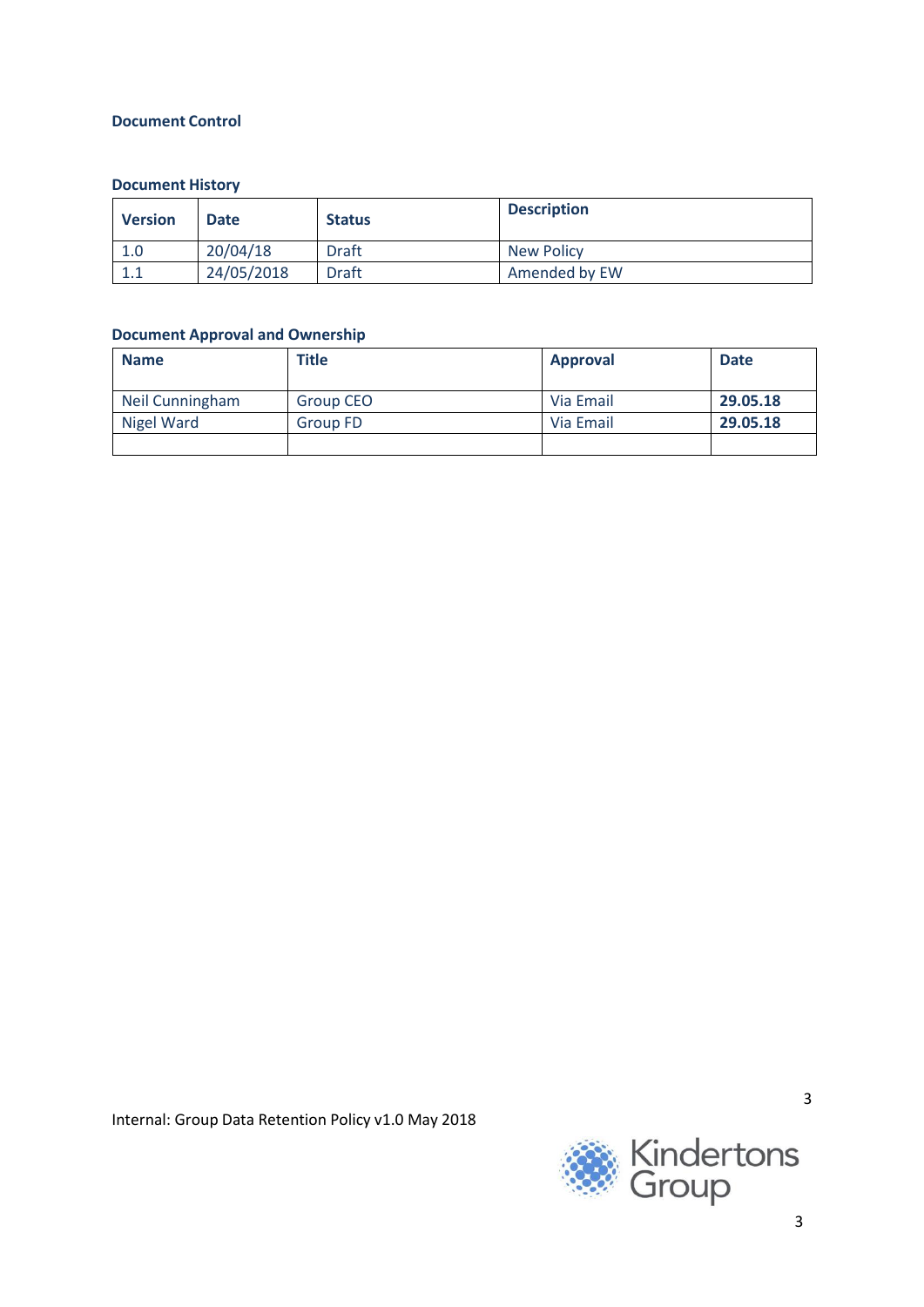## Document Control

### Document History

| Version | Date | Status | Description |
|---|---|---|---|
| 1.0 | 20/04/18 | Draft | New Policy |
| 1.1 | 24/05/2018 | Draft | Amended by EW |

### Document Approval and Ownership

| Name | Title | Approval | Date |
|---|---|---|---|
| Neil Cunningham | Group CEO | Via Email | **29.05.18** |
| Nigel Ward | Group FD | Via Email | **29.05.18** |
| | | | |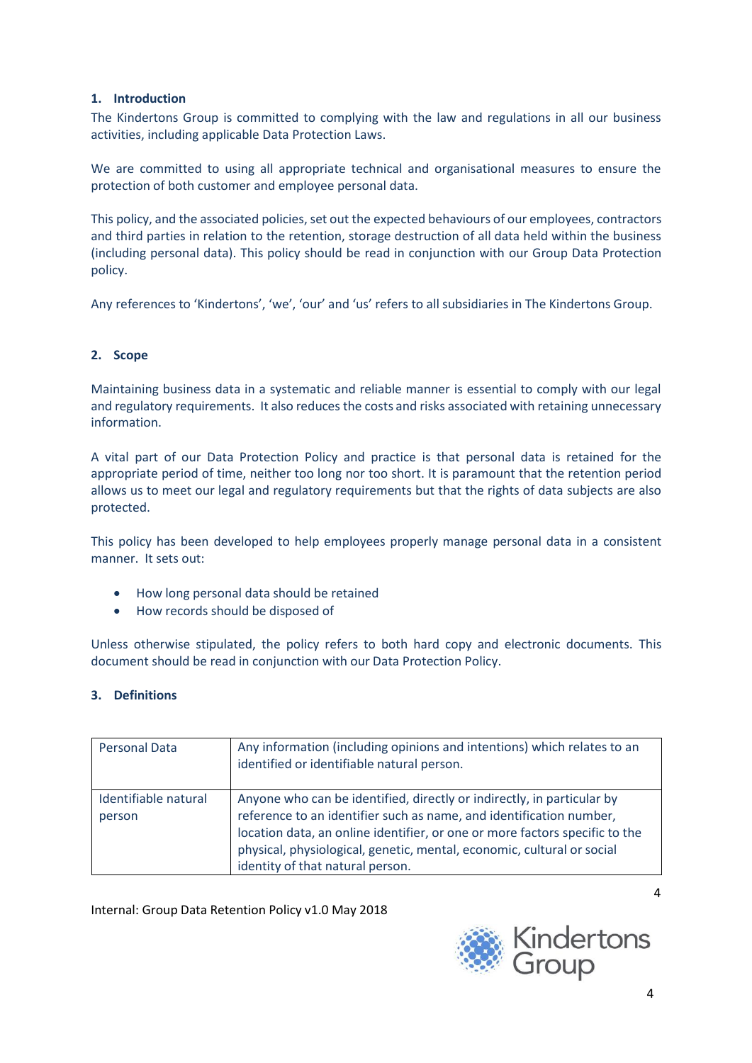## 1. Introduction

The Kindertons Group is committed to complying with the law and regulations in all our business activities, including applicable Data Protection Laws.

We are committed to using all appropriate technical and organisational measures to ensure the protection of both customer and employee personal data.

This policy, and the associated policies, set out the expected behaviours of our employees, contractors and third parties in relation to the retention, storage destruction of all data held within the business (including personal data). This policy should be read in conjunction with our Group Data Protection policy.

Any references to 'Kindertons', 'we', 'our' and 'us' refers to all subsidiaries in The Kindertons Group.

## 2. Scope

Maintaining business data in a systematic and reliable manner is essential to comply with our legal and regulatory requirements. It also reduces the costs and risks associated with retaining unnecessary information.

A vital part of our Data Protection Policy and practice is that personal data is retained for the appropriate period of time, neither too long nor too short. It is paramount that the retention period allows us to meet our legal and regulatory requirements but that the rights of data subjects are also protected.

This policy has been developed to help employees properly manage personal data in a consistent manner. It sets out:

- How long personal data should be retained
- How records should be disposed of

Unless otherwise stipulated, the policy refers to both hard copy and electronic documents. This document should be read in conjunction with our Data Protection Policy.

## 3. Definitions

| | |
|---|---|
| Personal Data | Any information (including opinions and intentions) which relates to an identified or identifiable natural person. |
| Identifiable natural person | Anyone who can be identified, directly or indirectly, in particular by reference to an identifier such as name, and identification number, location data, an online identifier, or one or more factors specific to the physical, physiological, genetic, mental, economic, cultural or social identity of that natural person. |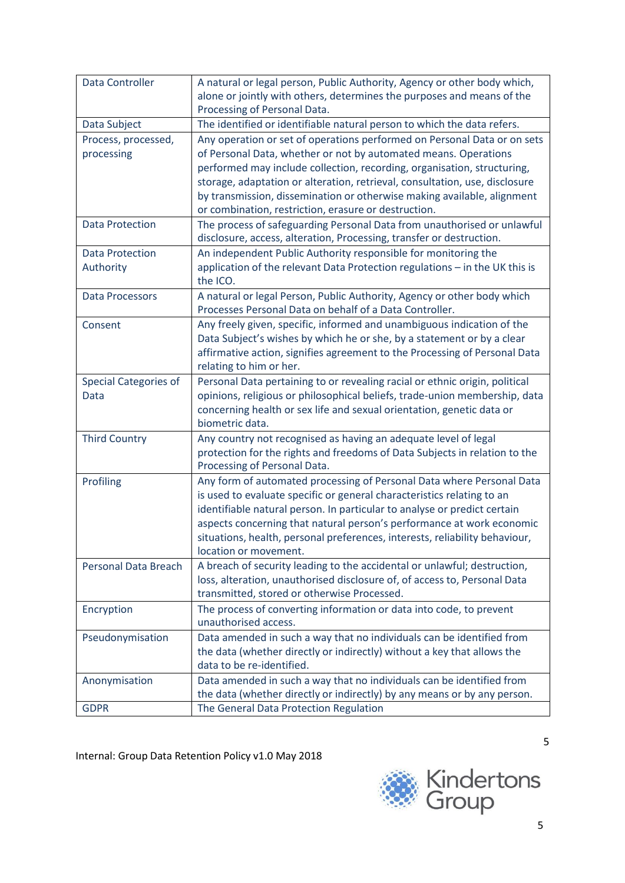| Data Controller | A natural or legal person, Public Authority, Agency or other body which, alone or jointly with others, determines the purposes and means of the Processing of Personal Data. |
|---|---|
| Data Subject | The identified or identifiable natural person to which the data refers. |
| Process, processed, processing | Any operation or set of operations performed on Personal Data or on sets of Personal Data, whether or not by automated means. Operations performed may include collection, recording, organisation, structuring, storage, adaptation or alteration, retrieval, consultation, use, disclosure by transmission, dissemination or otherwise making available, alignment or combination, restriction, erasure or destruction. |
| Data Protection | The process of safeguarding Personal Data from unauthorised or unlawful disclosure, access, alteration, Processing, transfer or destruction. |
| Data Protection Authority | An independent Public Authority responsible for monitoring the application of the relevant Data Protection regulations – in the UK this is the ICO. |
| Data Processors | A natural or legal Person, Public Authority, Agency or other body which Processes Personal Data on behalf of a Data Controller. |
| Consent | Any freely given, specific, informed and unambiguous indication of the Data Subject's wishes by which he or she, by a statement or by a clear affirmative action, signifies agreement to the Processing of Personal Data relating to him or her. |
| Special Categories of Data | Personal Data pertaining to or revealing racial or ethnic origin, political opinions, religious or philosophical beliefs, trade-union membership, data concerning health or sex life and sexual orientation, genetic data or biometric data. |
| Third Country | Any country not recognised as having an adequate level of legal protection for the rights and freedoms of Data Subjects in relation to the Processing of Personal Data. |
| Profiling | Any form of automated processing of Personal Data where Personal Data is used to evaluate specific or general characteristics relating to an identifiable natural person. In particular to analyse or predict certain aspects concerning that natural person's performance at work economic situations, health, personal preferences, interests, reliability behaviour, location or movement. |
| Personal Data Breach | A breach of security leading to the accidental or unlawful; destruction, loss, alteration, unauthorised disclosure of, of access to, Personal Data transmitted, stored or otherwise Processed. |
| Encryption | The process of converting information or data into code, to prevent unauthorised access. |
| Pseudonymisation | Data amended in such a way that no individuals can be identified from the data (whether directly or indirectly) without a key that allows the data to be re-identified. |
| Anonymisation | Data amended in such a way that no individuals can be identified from the data (whether directly or indirectly) by any means or by any person. |
| GDPR | The General Data Protection Regulation |

Internal: Group Data Retention Policy v1.0 May 2018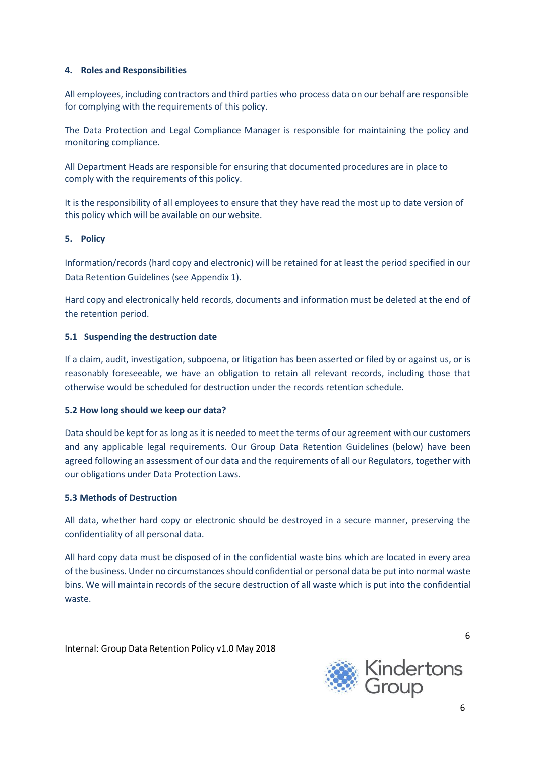## 4. Roles and Responsibilities

All employees, including contractors and third parties who process data on our behalf are responsible for complying with the requirements of this policy.

The Data Protection and Legal Compliance Manager is responsible for maintaining the policy and monitoring compliance.

All Department Heads are responsible for ensuring that documented procedures are in place to comply with the requirements of this policy.

It is the responsibility of all employees to ensure that they have read the most up to date version of this policy which will be available on our website.

## 5. Policy

Information/records (hard copy and electronic) will be retained for at least the period specified in our Data Retention Guidelines (see Appendix 1).

Hard copy and electronically held records, documents and information must be deleted at the end of the retention period.

### 5.1 Suspending the destruction date

If a claim, audit, investigation, subpoena, or litigation has been asserted or filed by or against us, or is reasonably foreseeable, we have an obligation to retain all relevant records, including those that otherwise would be scheduled for destruction under the records retention schedule.

### 5.2 How long should we keep our data?

Data should be kept for as long as it is needed to meet the terms of our agreement with our customers and any applicable legal requirements. Our Group Data Retention Guidelines (below) have been agreed following an assessment of our data and the requirements of all our Regulators, together with our obligations under Data Protection Laws.

### 5.3 Methods of Destruction

All data, whether hard copy or electronic should be destroyed in a secure manner, preserving the confidentiality of all personal data.

All hard copy data must be disposed of in the confidential waste bins which are located in every area of the business. Under no circumstances should confidential or personal data be put into normal waste bins. We will maintain records of the secure destruction of all waste which is put into the confidential waste.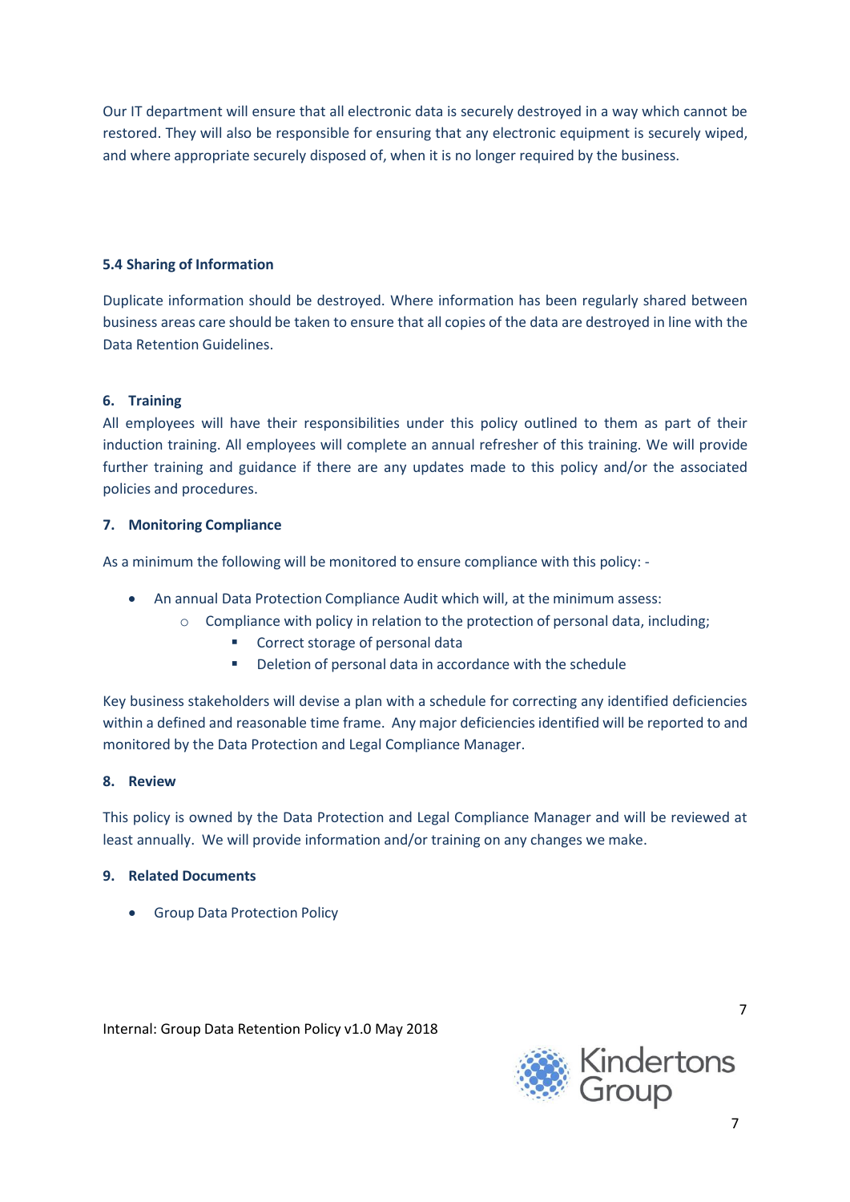Our IT department will ensure that all electronic data is securely destroyed in a way which cannot be restored. They will also be responsible for ensuring that any electronic equipment is securely wiped, and where appropriate securely disposed of, when it is no longer required by the business.

### 5.4 Sharing of Information

Duplicate information should be destroyed. Where information has been regularly shared between business areas care should be taken to ensure that all copies of the data are destroyed in line with the Data Retention Guidelines.

## 6. Training

All employees will have their responsibilities under this policy outlined to them as part of their induction training. All employees will complete an annual refresher of this training. We will provide further training and guidance if there are any updates made to this policy and/or the associated policies and procedures.

## 7. Monitoring Compliance

As a minimum the following will be monitored to ensure compliance with this policy: -

- An annual Data Protection Compliance Audit which will, at the minimum assess:
  - Compliance with policy in relation to the protection of personal data, including;
    - Correct storage of personal data
    - Deletion of personal data in accordance with the schedule

Key business stakeholders will devise a plan with a schedule for correcting any identified deficiencies within a defined and reasonable time frame. Any major deficiencies identified will be reported to and monitored by the Data Protection and Legal Compliance Manager.

## 8. Review

This policy is owned by the Data Protection and Legal Compliance Manager and will be reviewed at least annually. We will provide information and/or training on any changes we make.

## 9. Related Documents

- Group Data Protection Policy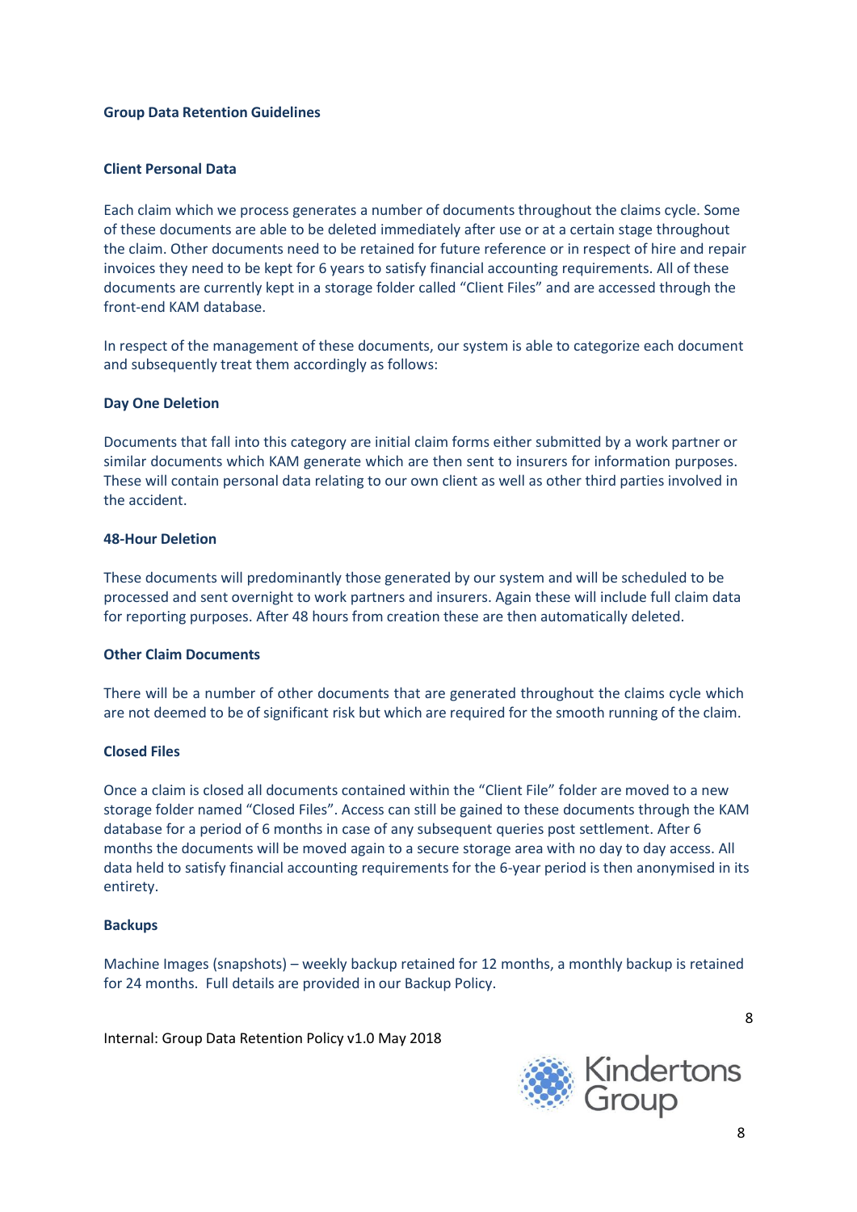## Group Data Retention Guidelines

### Client Personal Data

Each claim which we process generates a number of documents throughout the claims cycle. Some of these documents are able to be deleted immediately after use or at a certain stage throughout the claim. Other documents need to be retained for future reference or in respect of hire and repair invoices they need to be kept for 6 years to satisfy financial accounting requirements. All of these documents are currently kept in a storage folder called "Client Files" and are accessed through the front-end KAM database.

In respect of the management of these documents, our system is able to categorize each document and subsequently treat them accordingly as follows:

### Day One Deletion

Documents that fall into this category are initial claim forms either submitted by a work partner or similar documents which KAM generate which are then sent to insurers for information purposes. These will contain personal data relating to our own client as well as other third parties involved in the accident.

### 48-Hour Deletion

These documents will predominantly those generated by our system and will be scheduled to be processed and sent overnight to work partners and insurers. Again these will include full claim data for reporting purposes. After 48 hours from creation these are then automatically deleted.

### Other Claim Documents

There will be a number of other documents that are generated throughout the claims cycle which are not deemed to be of significant risk but which are required for the smooth running of the claim.

### Closed Files

Once a claim is closed all documents contained within the "Client File" folder are moved to a new storage folder named "Closed Files". Access can still be gained to these documents through the KAM database for a period of 6 months in case of any subsequent queries post settlement. After 6 months the documents will be moved again to a secure storage area with no day to day access. All data held to satisfy financial accounting requirements for the 6-year period is then anonymised in its entirety.

### Backups

Machine Images (snapshots) – weekly backup retained for 12 months, a monthly backup is retained for 24 months. Full details are provided in our Backup Policy.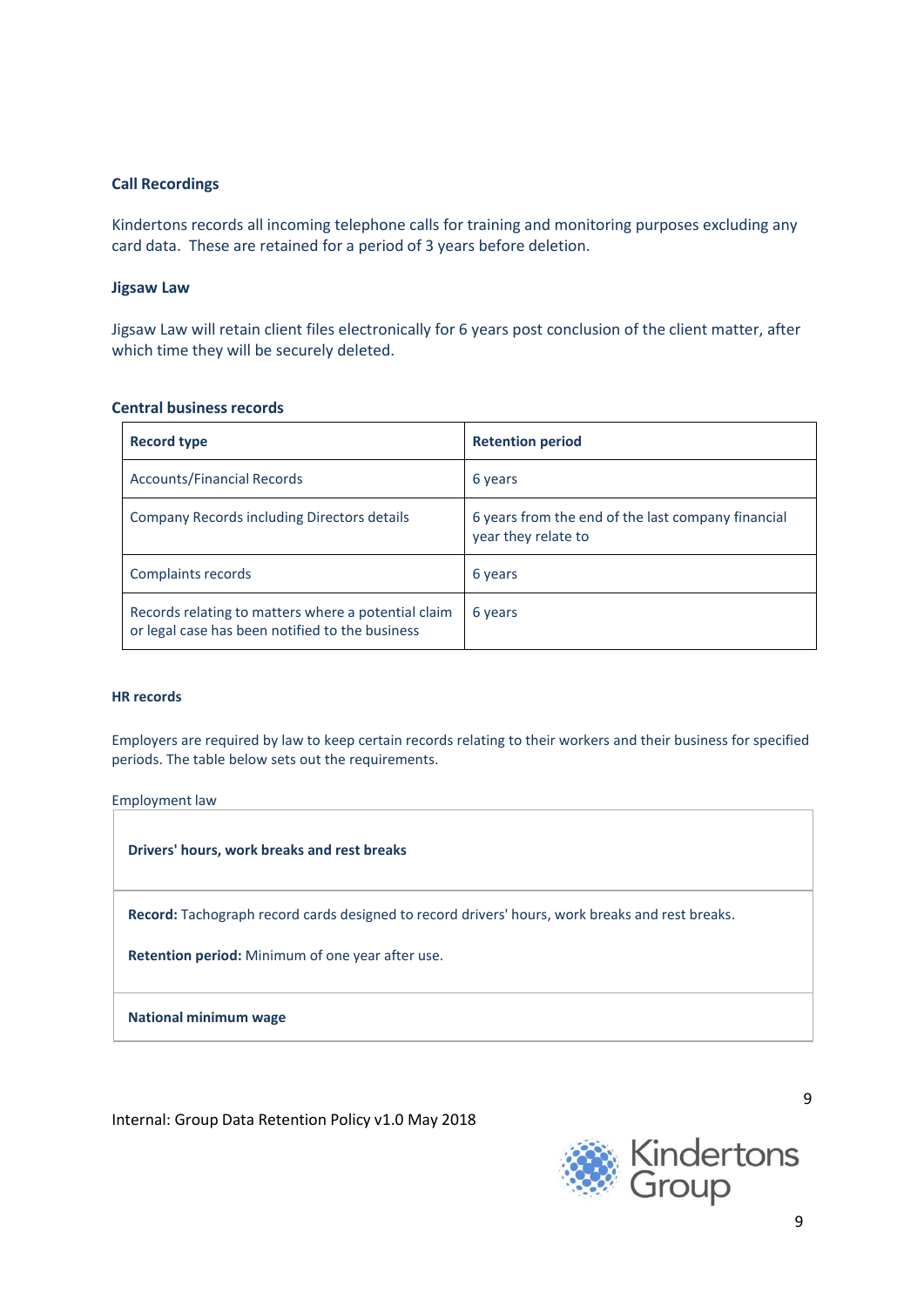### Call Recordings

Kindertons records all incoming telephone calls for training and monitoring purposes excluding any card data. These are retained for a period of 3 years before deletion.

### Jigsaw Law

Jigsaw Law will retain client files electronically for 6 years post conclusion of the client matter, after which time they will be securely deleted.

### Central business records

| Record type | Retention period |
|---|---|
| Accounts/Financial Records | 6 years |
| Company Records including Directors details | 6 years from the end of the last company financial year they relate to |
| Complaints records | 6 years |
| Records relating to matters where a potential claim or legal case has been notified to the business | 6 years |

#### HR records

Employers are required by law to keep certain records relating to their workers and their business for specified periods. The table below sets out the requirements.

Employment law

| **Drivers' hours, work breaks and rest breaks** |
|---|
| **Record:** Tachograph record cards designed to record drivers' hours, work breaks and rest breaks.<br><br>**Retention period:** Minimum of one year after use. |
| **National minimum wage** |

Internal: Group Data Retention Policy v1.0 May 2018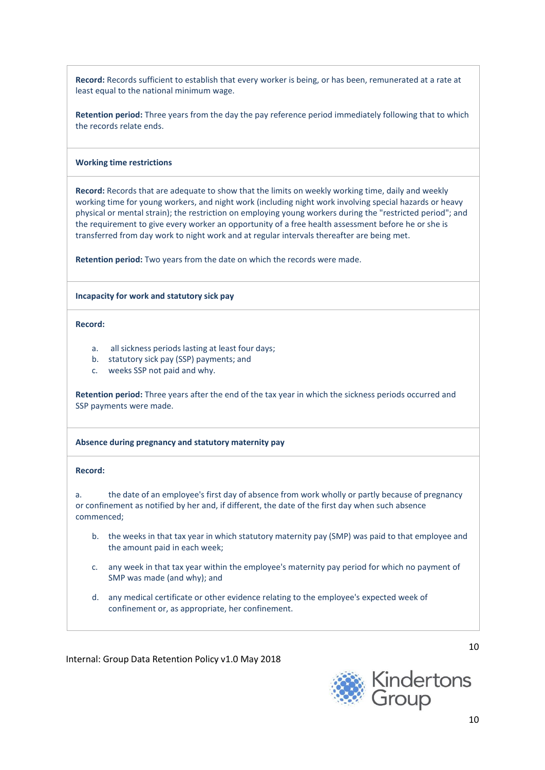**Record:** Records sufficient to establish that every worker is being, or has been, remunerated at a rate at least equal to the national minimum wage.

**Retention period:** Three years from the day the pay reference period immediately following that to which the records relate ends.

**Working time restrictions**

**Record:** Records that are adequate to show that the limits on weekly working time, daily and weekly working time for young workers, and night work (including night work involving special hazards or heavy physical or mental strain); the restriction on employing young workers during the "restricted period"; and the requirement to give every worker an opportunity of a free health assessment before he or she is transferred from day work to night work and at regular intervals thereafter are being met.

**Retention period:** Two years from the date on which the records were made.

**Incapacity for work and statutory sick pay**

**Record:**

a. all sickness periods lasting at least four days;
b. statutory sick pay (SSP) payments; and
c. weeks SSP not paid and why.

**Retention period:** Three years after the end of the tax year in which the sickness periods occurred and SSP payments were made.

**Absence during pregnancy and statutory maternity pay**

**Record:**

a. the date of an employee's first day of absence from work wholly or partly because of pregnancy or confinement as notified by her and, if different, the date of the first day when such absence commenced;

b. the weeks in that tax year in which statutory maternity pay (SMP) was paid to that employee and the amount paid in each week;

c. any week in that tax year within the employee's maternity pay period for which no payment of SMP was made (and why); and

d. any medical certificate or other evidence relating to the employee's expected week of confinement or, as appropriate, her confinement.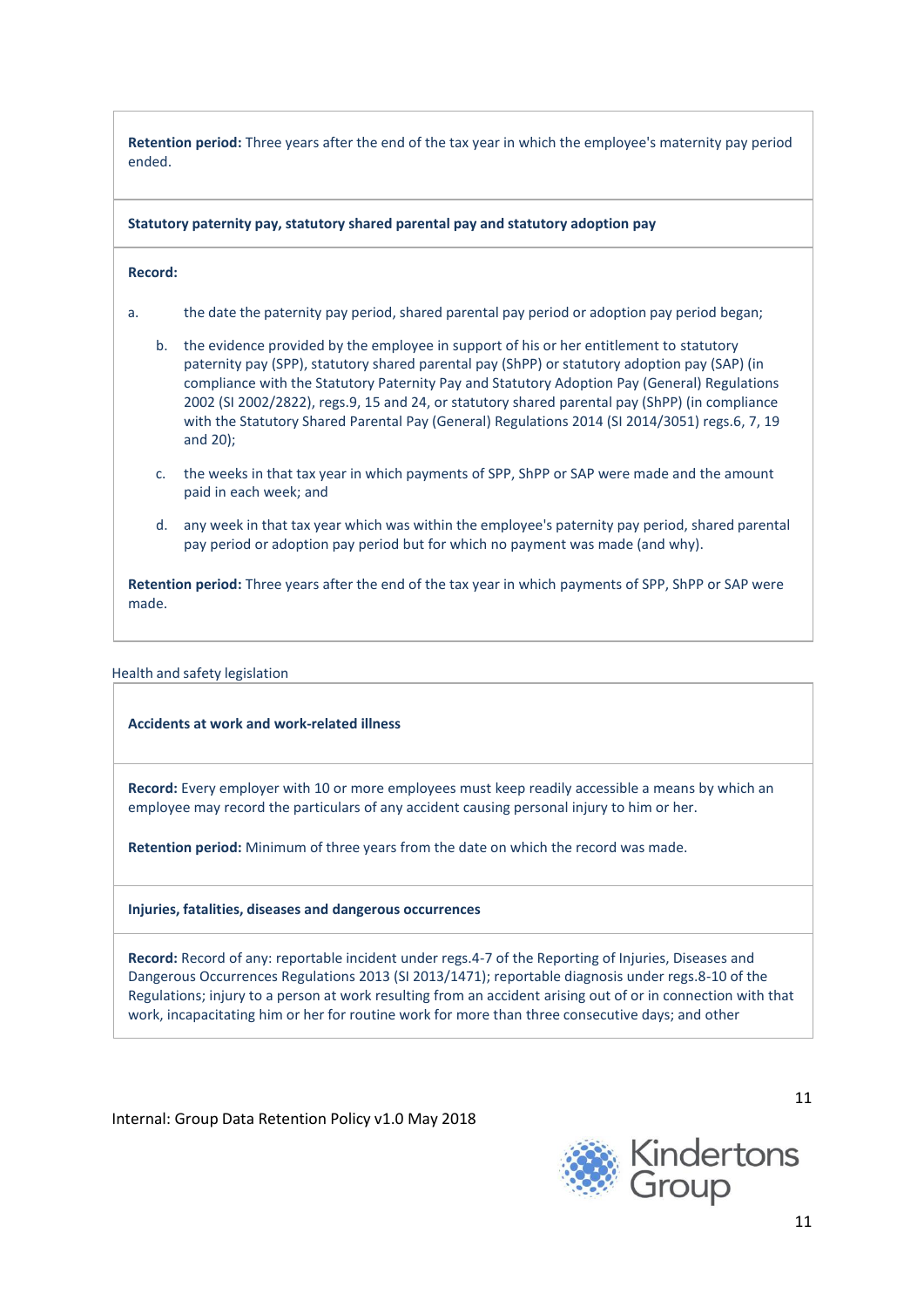**Retention period:** Three years after the end of the tax year in which the employee's maternity pay period ended.

**Statutory paternity pay, statutory shared parental pay and statutory adoption pay**

**Record:**

a. the date the paternity pay period, shared parental pay period or adoption pay period began;

b. the evidence provided by the employee in support of his or her entitlement to statutory paternity pay (SPP), statutory shared parental pay (ShPP) or statutory adoption pay (SAP) (in compliance with the Statutory Paternity Pay and Statutory Adoption Pay (General) Regulations 2002 (SI 2002/2822), regs.9, 15 and 24, or statutory shared parental pay (ShPP) (in compliance with the Statutory Shared Parental Pay (General) Regulations 2014 (SI 2014/3051) regs.6, 7, 19 and 20);

c. the weeks in that tax year in which payments of SPP, ShPP or SAP were made and the amount paid in each week; and

d. any week in that tax year which was within the employee's paternity pay period, shared parental pay period or adoption pay period but for which no payment was made (and why).

**Retention period:** Three years after the end of the tax year in which payments of SPP, ShPP or SAP were made.

Health and safety legislation

**Accidents at work and work-related illness**

**Record:** Every employer with 10 or more employees must keep readily accessible a means by which an employee may record the particulars of any accident causing personal injury to him or her.

**Retention period:** Minimum of three years from the date on which the record was made.

**Injuries, fatalities, diseases and dangerous occurrences**

**Record:** Record of any: reportable incident under regs.4-7 of the Reporting of Injuries, Diseases and Dangerous Occurrences Regulations 2013 (SI 2013/1471); reportable diagnosis under regs.8-10 of the Regulations; injury to a person at work resulting from an accident arising out of or in connection with that work, incapacitating him or her for routine work for more than three consecutive days; and other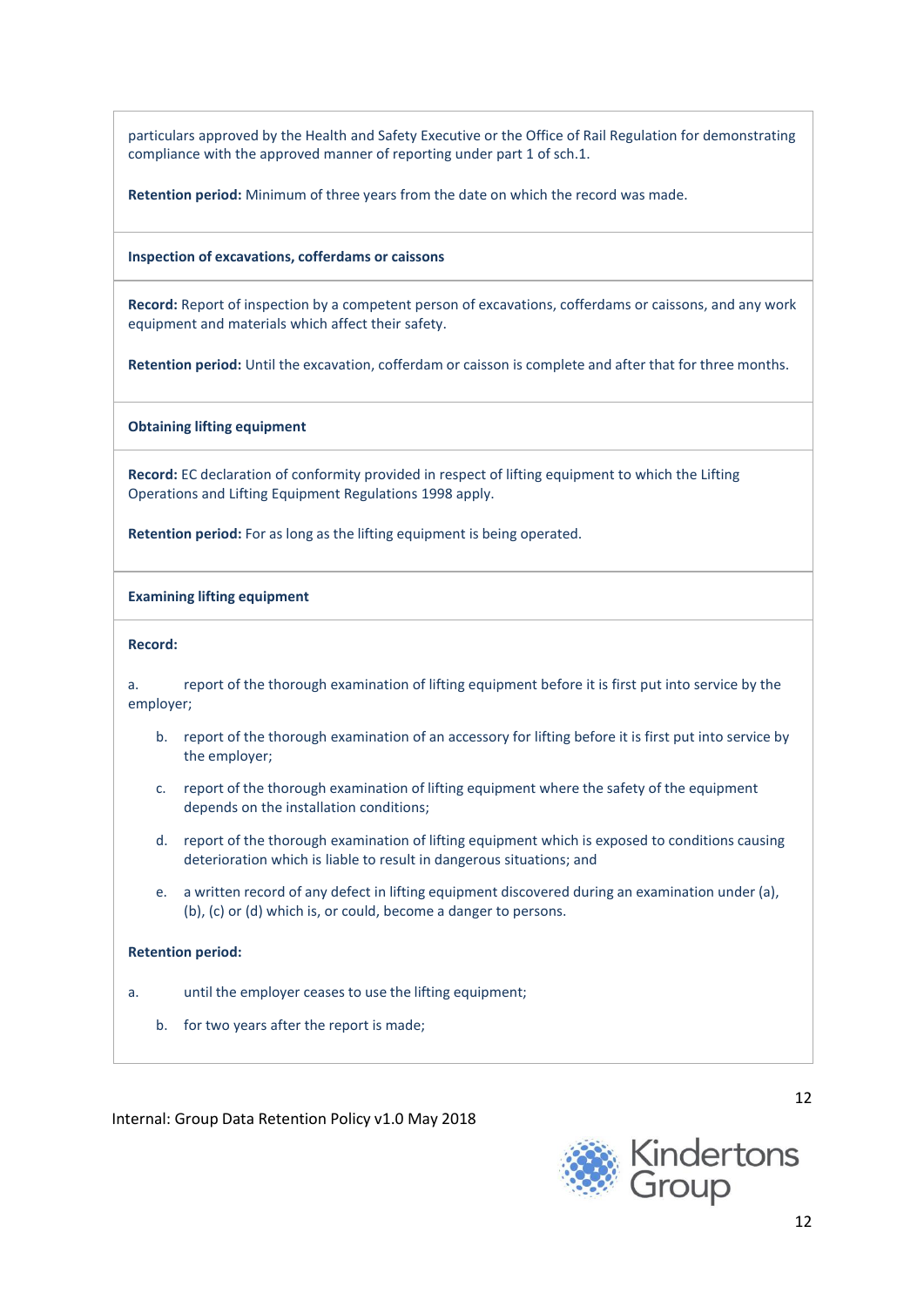particulars approved by the Health and Safety Executive or the Office of Rail Regulation for demonstrating compliance with the approved manner of reporting under part 1 of sch.1.

**Retention period:** Minimum of three years from the date on which the record was made.

**Inspection of excavations, cofferdams or caissons**

**Record:** Report of inspection by a competent person of excavations, cofferdams or caissons, and any work equipment and materials which affect their safety.

**Retention period:** Until the excavation, cofferdam or caisson is complete and after that for three months.

**Obtaining lifting equipment**

**Record:** EC declaration of conformity provided in respect of lifting equipment to which the Lifting Operations and Lifting Equipment Regulations 1998 apply.

**Retention period:** For as long as the lifting equipment is being operated.

**Examining lifting equipment**

**Record:**

a. report of the thorough examination of lifting equipment before it is first put into service by the employer;

b. report of the thorough examination of an accessory for lifting before it is first put into service by the employer;

c. report of the thorough examination of lifting equipment where the safety of the equipment depends on the installation conditions;

d. report of the thorough examination of lifting equipment which is exposed to conditions causing deterioration which is liable to result in dangerous situations; and

e. a written record of any defect in lifting equipment discovered during an examination under (a), (b), (c) or (d) which is, or could, become a danger to persons.

**Retention period:**

a. until the employer ceases to use the lifting equipment;

b. for two years after the report is made;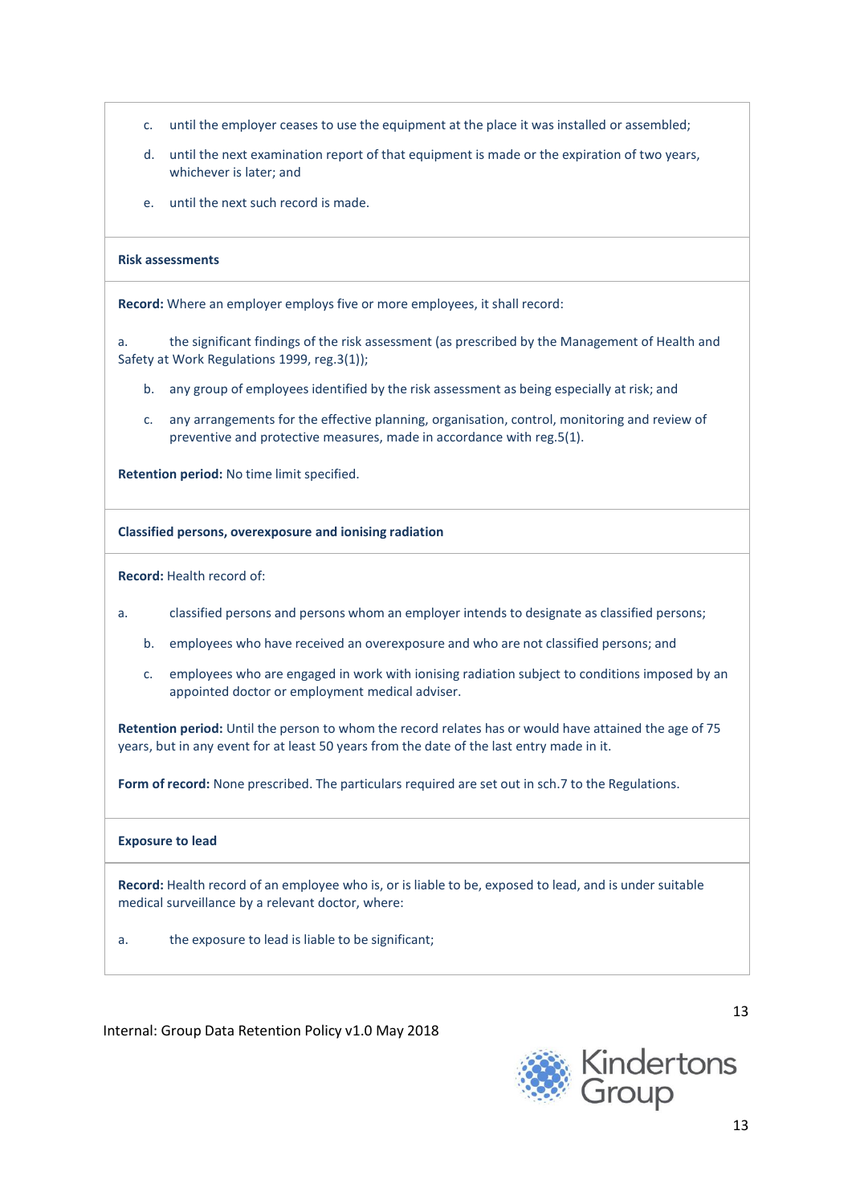c. until the employer ceases to use the equipment at the place it was installed or assembled;

d. until the next examination report of that equipment is made or the expiration of two years, whichever is later; and

e. until the next such record is made.

**Risk assessments**

**Record:** Where an employer employs five or more employees, it shall record:

a. the significant findings of the risk assessment (as prescribed by the Management of Health and Safety at Work Regulations 1999, reg.3(1));

b. any group of employees identified by the risk assessment as being especially at risk; and

c. any arrangements for the effective planning, organisation, control, monitoring and review of preventive and protective measures, made in accordance with reg.5(1).

**Retention period:** No time limit specified.

**Classified persons, overexposure and ionising radiation**

**Record:** Health record of:

a. classified persons and persons whom an employer intends to designate as classified persons;

b. employees who have received an overexposure and who are not classified persons; and

c. employees who are engaged in work with ionising radiation subject to conditions imposed by an appointed doctor or employment medical adviser.

**Retention period:** Until the person to whom the record relates has or would have attained the age of 75 years, but in any event for at least 50 years from the date of the last entry made in it.

**Form of record:** None prescribed. The particulars required are set out in sch.7 to the Regulations.

**Exposure to lead**

**Record:** Health record of an employee who is, or is liable to be, exposed to lead, and is under suitable medical surveillance by a relevant doctor, where:

a. the exposure to lead is liable to be significant;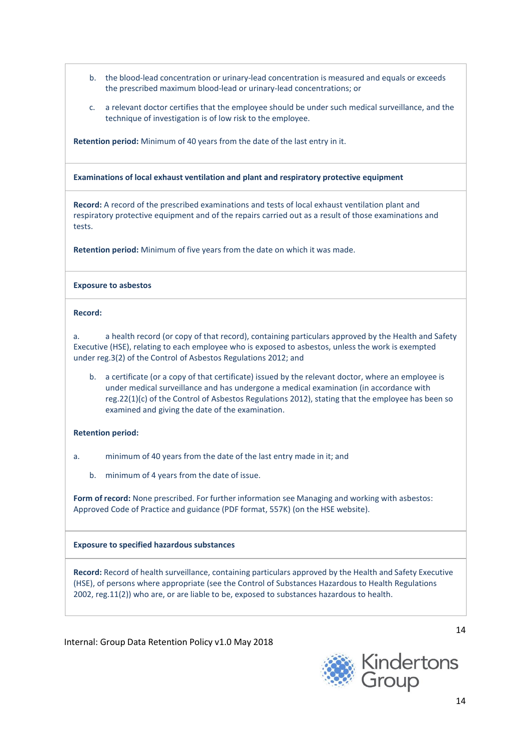b. the blood-lead concentration or urinary-lead concentration is measured and equals or exceeds the prescribed maximum blood-lead or urinary-lead concentrations; or

c. a relevant doctor certifies that the employee should be under such medical surveillance, and the technique of investigation is of low risk to the employee.

**Retention period:** Minimum of 40 years from the date of the last entry in it.

**Examinations of local exhaust ventilation and plant and respiratory protective equipment**

**Record:** A record of the prescribed examinations and tests of local exhaust ventilation plant and respiratory protective equipment and of the repairs carried out as a result of those examinations and tests.

**Retention period:** Minimum of five years from the date on which it was made.

**Exposure to asbestos**

**Record:**

a. a health record (or copy of that record), containing particulars approved by the Health and Safety Executive (HSE), relating to each employee who is exposed to asbestos, unless the work is exempted under reg.3(2) of the Control of Asbestos Regulations 2012; and

b. a certificate (or a copy of that certificate) issued by the relevant doctor, where an employee is under medical surveillance and has undergone a medical examination (in accordance with reg.22(1)(c) of the Control of Asbestos Regulations 2012), stating that the employee has been so examined and giving the date of the examination.

**Retention period:**

a. minimum of 40 years from the date of the last entry made in it; and

b. minimum of 4 years from the date of issue.

**Form of record:** None prescribed. For further information see Managing and working with asbestos: Approved Code of Practice and guidance (PDF format, 557K) (on the HSE website).

**Exposure to specified hazardous substances**

**Record:** Record of health surveillance, containing particulars approved by the Health and Safety Executive (HSE), of persons where appropriate (see the Control of Substances Hazardous to Health Regulations 2002, reg.11(2)) who are, or are liable to be, exposed to substances hazardous to health.

Internal: Group Data Retention Policy v1.0 May 2018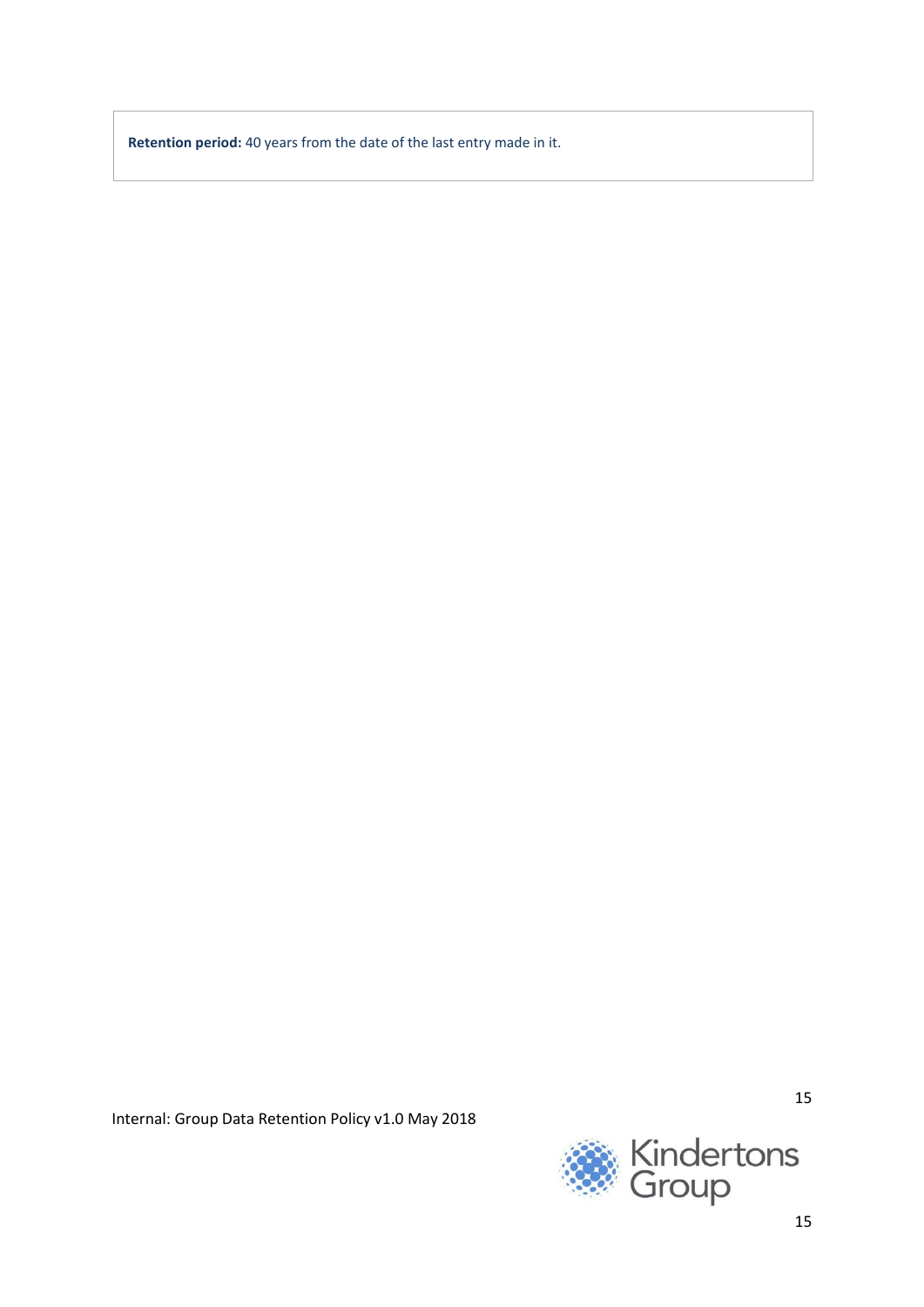**Retention period:** 40 years from the date of the last entry made in it.